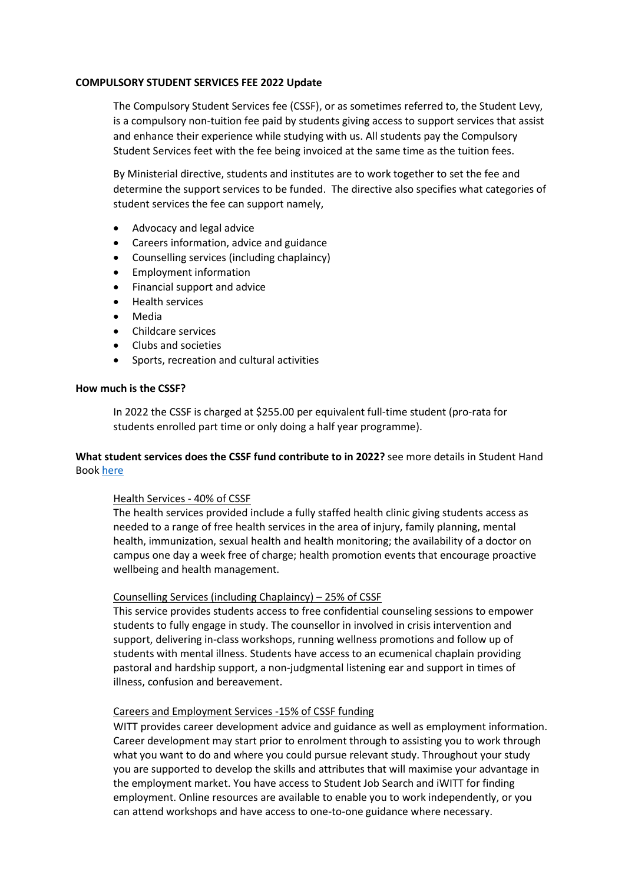**COMPULSORY STUDENT SERVICES FEE 2022 Update**

The Compulsory Student Services fee (CSSF), or as sometimes referred to, the Student Levy, is a compulsory non-tuition fee paid by students giving access to support services that assist and enhance their experience while studying with us. All students pay the Compulsory Student Services feet with the fee being invoiced at the same time as the tuition fees.

By Ministerial directive, students and institutes are to work together to set the fee and determine the support services to be funded. The directive also specifies what categories of student services the fee can support namely,

- Advocacy and legal advice
- Careers information, advice and guidance
- Counselling services (including chaplaincy)
- Employment information
- Financial support and advice
- Health services
- Media
- Childcare services
- Clubs and societies
- Sports, recreation and cultural activities

**How much is the CSSF?**

In 2022 the CSSF is charged at $255.00 per equivalent full-time student (pro-rata for students enrolled part time or only doing a half year programme).

**What student services does the CSSF fund contribute to in 2022?** see more details in Student Hand Book [here]

Health Services - 40% of CSSF

The health services provided include a fully staffed health clinic giving students access as needed to a range of free health services in the area of injury, family planning, mental health, immunization, sexual health and health monitoring; the availability of a doctor on campus one day a week free of charge; health promotion events that encourage proactive wellbeing and health management.

Counselling Services (including Chaplaincy) – 25% of CSSF

This service provides students access to free confidential counseling sessions to empower students to fully engage in study. The counsellor in involved in crisis intervention and support, delivering in-class workshops, running wellness promotions and follow up of students with mental illness. Students have access to an ecumenical chaplain providing pastoral and hardship support, a non-judgmental listening ear and support in times of illness, confusion and bereavement.

Careers and Employment Services -15% of CSSF funding

WITT provides career development advice and guidance as well as employment information. Career development may start prior to enrolment through to assisting you to work through what you want to do and where you could pursue relevant study. Throughout your study you are supported to develop the skills and attributes that will maximise your advantage in the employment market. You have access to Student Job Search and iWITT for finding employment. Online resources are available to enable you to work independently, or you can attend workshops and have access to one-to-one guidance where necessary.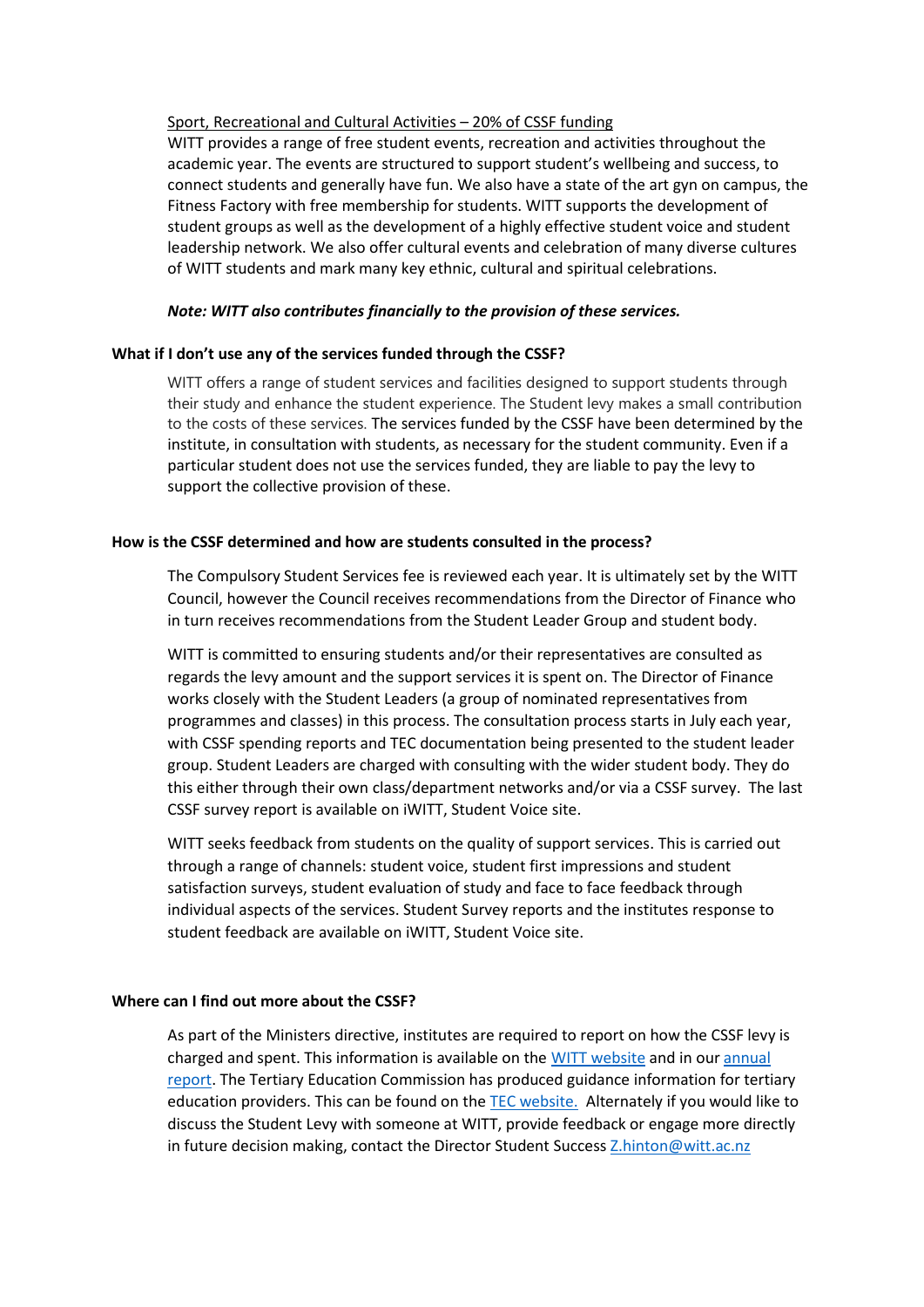Sport, Recreational and Cultural Activities – 20% of CSSF funding

WITT provides a range of free student events, recreation and activities throughout the academic year. The events are structured to support student's wellbeing and success, to connect students and generally have fun. We also have a state of the art gyn on campus, the Fitness Factory with free membership for students. WITT supports the development of student groups as well as the development of a highly effective student voice and student leadership network. We also offer cultural events and celebration of many diverse cultures of WITT students and mark many key ethnic, cultural and spiritual celebrations.

***Note: WITT also contributes financially to the provision of these services.***

**What if I don't use any of the services funded through the CSSF?**

WITT offers a range of student services and facilities designed to support students through their study and enhance the student experience. The Student levy makes a small contribution to the costs of these services. The services funded by the CSSF have been determined by the institute, in consultation with students, as necessary for the student community. Even if a particular student does not use the services funded, they are liable to pay the levy to support the collective provision of these.

**How is the CSSF determined and how are students consulted in the process?**

The Compulsory Student Services fee is reviewed each year. It is ultimately set by the WITT Council, however the Council receives recommendations from the Director of Finance who in turn receives recommendations from the Student Leader Group and student body.

WITT is committed to ensuring students and/or their representatives are consulted as regards the levy amount and the support services it is spent on. The Director of Finance works closely with the Student Leaders (a group of nominated representatives from programmes and classes) in this process. The consultation process starts in July each year, with CSSF spending reports and TEC documentation being presented to the student leader group. Student Leaders are charged with consulting with the wider student body. They do this either through their own class/department networks and/or via a CSSF survey. The last CSSF survey report is available on iWITT, Student Voice site.

WITT seeks feedback from students on the quality of support services. This is carried out through a range of channels: student voice, student first impressions and student satisfaction surveys, student evaluation of study and face to face feedback through individual aspects of the services. Student Survey reports and the institutes response to student feedback are available on iWITT, Student Voice site.

**Where can I find out more about the CSSF?**

As part of the Ministers directive, institutes are required to report on how the CSSF levy is charged and spent. This information is available on the WITT website and in our annual report. The Tertiary Education Commission has produced guidance information for tertiary education providers. This can be found on the TEC website. Alternately if you would like to discuss the Student Levy with someone at WITT, provide feedback or engage more directly in future decision making, contact the Director Student Success Z.hinton@witt.ac.nz